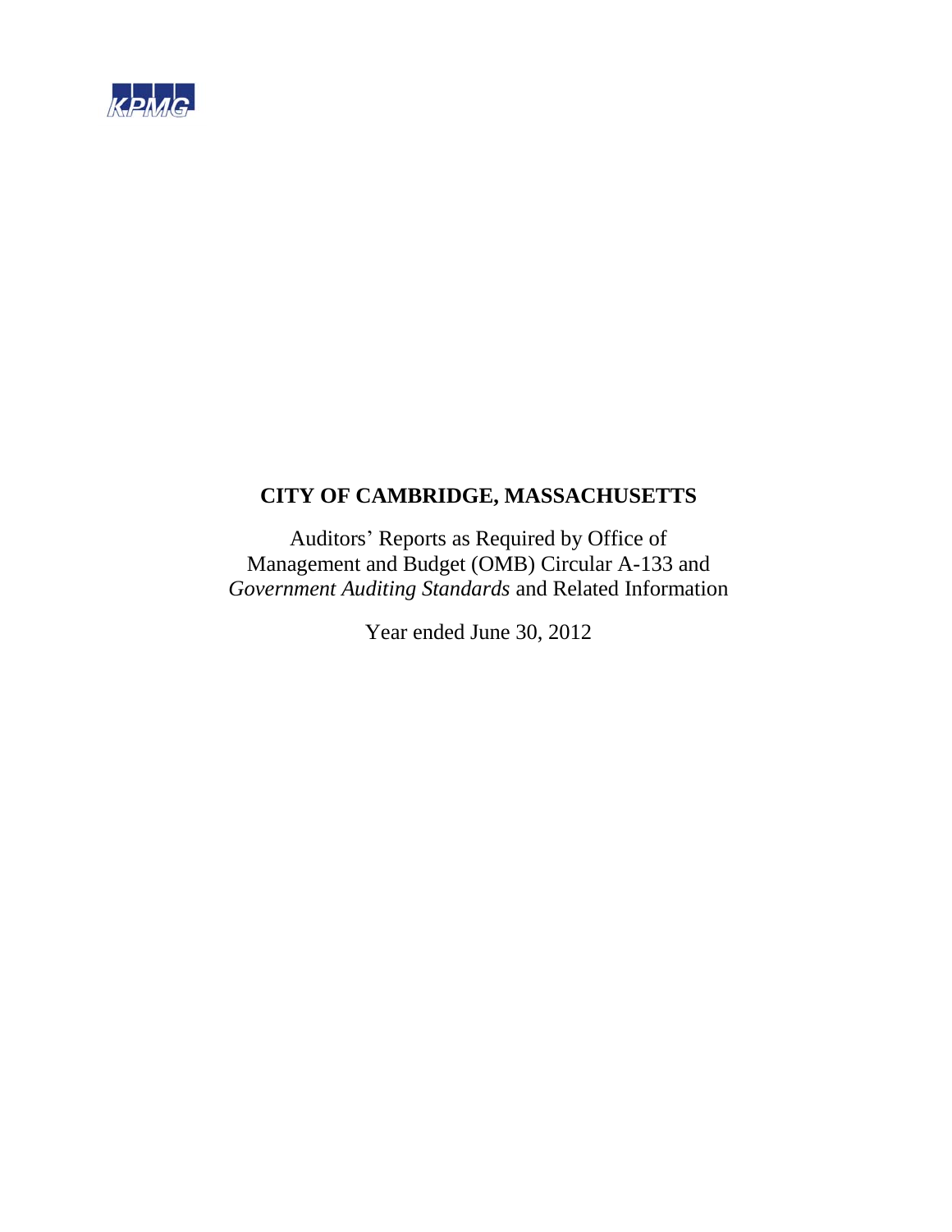KPMG

# CITY OF CAMBRIDGE, MASSACHUSETTS

Auditors' Reports as Required by Office of Management and Budget (OMB) Circular A-133 and *Government Auditing Standards* and Related Information

Year ended June 30, 2012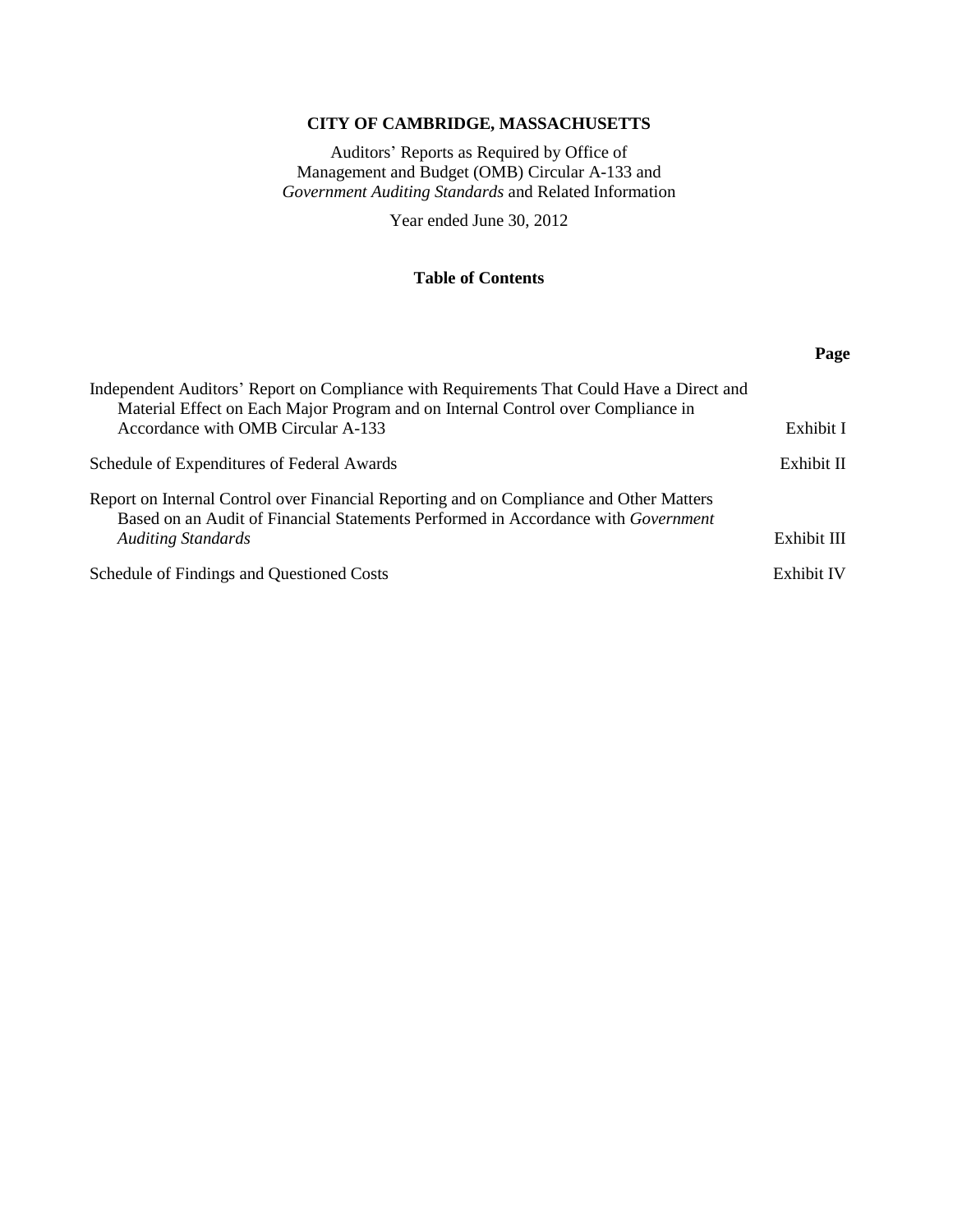**CITY OF CAMBRIDGE, MASSACHUSETTS**

Auditors' Reports as Required by Office of Management and Budget (OMB) Circular A-133 and *Government Auditing Standards* and Related Information

Year ended June 30, 2012

**Table of Contents**

| | **Page** |
|---|---|
| Independent Auditors' Report on Compliance with Requirements That Could Have a Direct and Material Effect on Each Major Program and on Internal Control over Compliance in Accordance with OMB Circular A-133 | Exhibit I |
| Schedule of Expenditures of Federal Awards | Exhibit II |
| Report on Internal Control over Financial Reporting and on Compliance and Other Matters Based on an Audit of Financial Statements Performed in Accordance with *Government Auditing Standards* | Exhibit III |
| Schedule of Findings and Questioned Costs | Exhibit IV |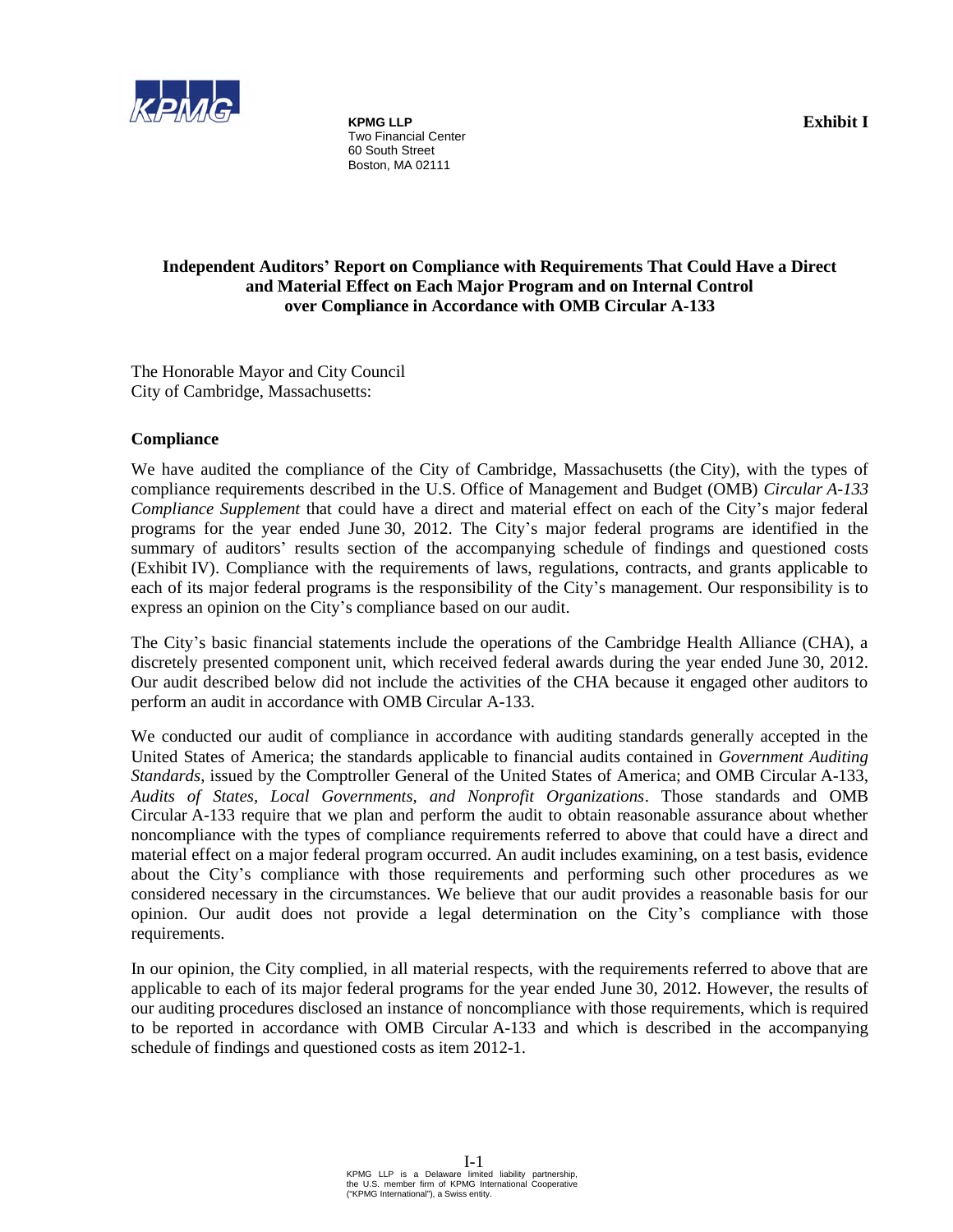**KPMG LLP**
Two Financial Center
60 South Street
Boston, MA 02111

**Exhibit I**

## Independent Auditors' Report on Compliance with Requirements That Could Have a Direct and Material Effect on Each Major Program and on Internal Control over Compliance in Accordance with OMB Circular A-133

The Honorable Mayor and City Council
City of Cambridge, Massachusetts:

### Compliance

We have audited the compliance of the City of Cambridge, Massachusetts (the City), with the types of compliance requirements described in the U.S. Office of Management and Budget (OMB) *Circular A-133 Compliance Supplement* that could have a direct and material effect on each of the City's major federal programs for the year ended June 30, 2012. The City's major federal programs are identified in the summary of auditors' results section of the accompanying schedule of findings and questioned costs (Exhibit IV). Compliance with the requirements of laws, regulations, contracts, and grants applicable to each of its major federal programs is the responsibility of the City's management. Our responsibility is to express an opinion on the City's compliance based on our audit.

The City's basic financial statements include the operations of the Cambridge Health Alliance (CHA), a discretely presented component unit, which received federal awards during the year ended June 30, 2012. Our audit described below did not include the activities of the CHA because it engaged other auditors to perform an audit in accordance with OMB Circular A-133.

We conducted our audit of compliance in accordance with auditing standards generally accepted in the United States of America; the standards applicable to financial audits contained in *Government Auditing Standards*, issued by the Comptroller General of the United States of America; and OMB Circular A-133, *Audits of States, Local Governments, and Nonprofit Organizations*. Those standards and OMB Circular A-133 require that we plan and perform the audit to obtain reasonable assurance about whether noncompliance with the types of compliance requirements referred to above that could have a direct and material effect on a major federal program occurred. An audit includes examining, on a test basis, evidence about the City's compliance with those requirements and performing such other procedures as we considered necessary in the circumstances. We believe that our audit provides a reasonable basis for our opinion. Our audit does not provide a legal determination on the City's compliance with those requirements.

In our opinion, the City complied, in all material respects, with the requirements referred to above that are applicable to each of its major federal programs for the year ended June 30, 2012. However, the results of our auditing procedures disclosed an instance of noncompliance with those requirements, which is required to be reported in accordance with OMB Circular A-133 and which is described in the accompanying schedule of findings and questioned costs as item 2012-1.

KPMG LLP is a Delaware limited liability partnership, the U.S. member firm of KPMG International Cooperative ("KPMG International"), a Swiss entity.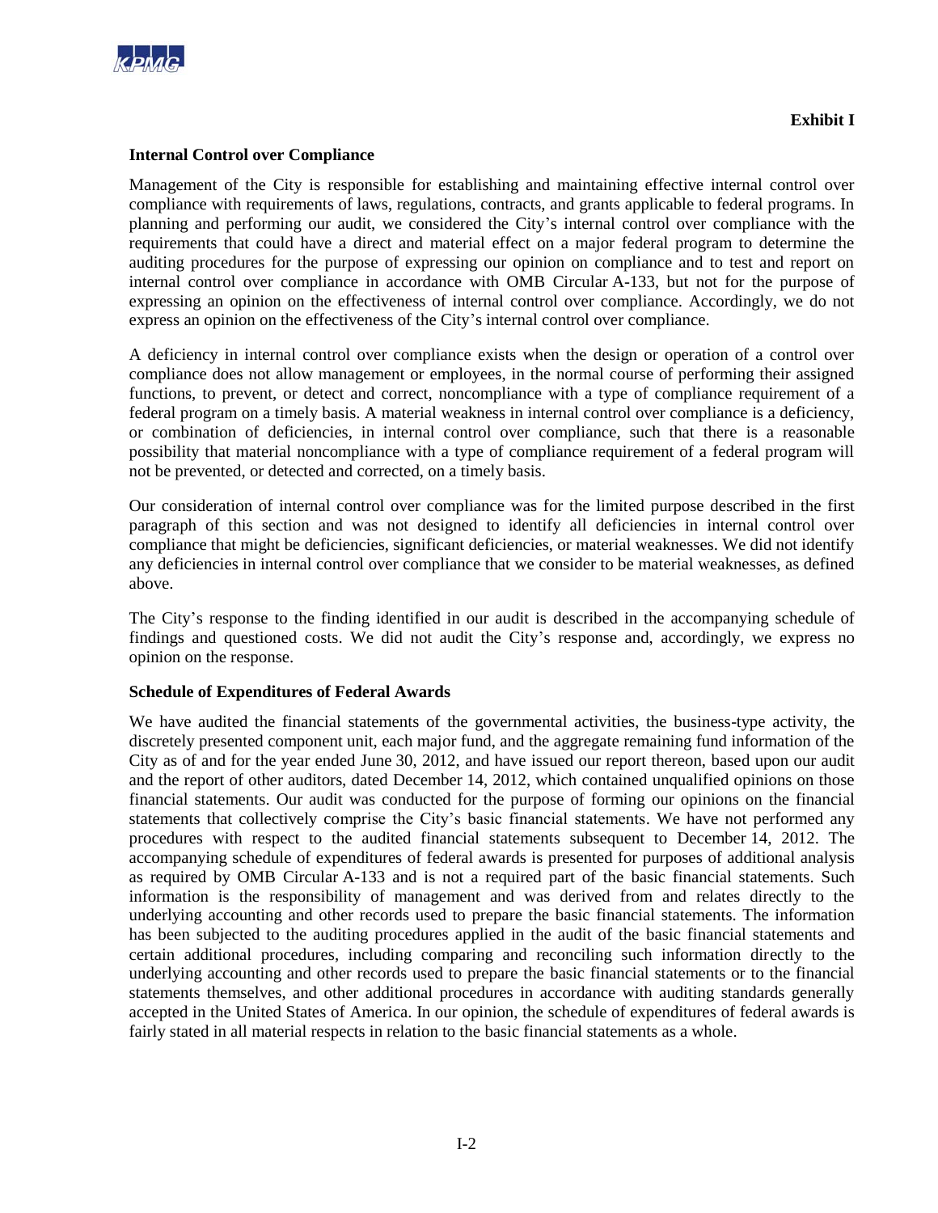**Exhibit I**

**Internal Control over Compliance**

Management of the City is responsible for establishing and maintaining effective internal control over compliance with requirements of laws, regulations, contracts, and grants applicable to federal programs. In planning and performing our audit, we considered the City's internal control over compliance with the requirements that could have a direct and material effect on a major federal program to determine the auditing procedures for the purpose of expressing our opinion on compliance and to test and report on internal control over compliance in accordance with OMB Circular A-133, but not for the purpose of expressing an opinion on the effectiveness of internal control over compliance. Accordingly, we do not express an opinion on the effectiveness of the City's internal control over compliance.

A deficiency in internal control over compliance exists when the design or operation of a control over compliance does not allow management or employees, in the normal course of performing their assigned functions, to prevent, or detect and correct, noncompliance with a type of compliance requirement of a federal program on a timely basis. A material weakness in internal control over compliance is a deficiency, or combination of deficiencies, in internal control over compliance, such that there is a reasonable possibility that material noncompliance with a type of compliance requirement of a federal program will not be prevented, or detected and corrected, on a timely basis.

Our consideration of internal control over compliance was for the limited purpose described in the first paragraph of this section and was not designed to identify all deficiencies in internal control over compliance that might be deficiencies, significant deficiencies, or material weaknesses. We did not identify any deficiencies in internal control over compliance that we consider to be material weaknesses, as defined above.

The City's response to the finding identified in our audit is described in the accompanying schedule of findings and questioned costs. We did not audit the City's response and, accordingly, we express no opinion on the response.

**Schedule of Expenditures of Federal Awards**

We have audited the financial statements of the governmental activities, the business-type activity, the discretely presented component unit, each major fund, and the aggregate remaining fund information of the City as of and for the year ended June 30, 2012, and have issued our report thereon, based upon our audit and the report of other auditors, dated December 14, 2012, which contained unqualified opinions on those financial statements. Our audit was conducted for the purpose of forming our opinions on the financial statements that collectively comprise the City's basic financial statements. We have not performed any procedures with respect to the audited financial statements subsequent to December 14, 2012. The accompanying schedule of expenditures of federal awards is presented for purposes of additional analysis as required by OMB Circular A-133 and is not a required part of the basic financial statements. Such information is the responsibility of management and was derived from and relates directly to the underlying accounting and other records used to prepare the basic financial statements. The information has been subjected to the auditing procedures applied in the audit of the basic financial statements and certain additional procedures, including comparing and reconciling such information directly to the underlying accounting and other records used to prepare the basic financial statements or to the financial statements themselves, and other additional procedures in accordance with auditing standards generally accepted in the United States of America. In our opinion, the schedule of expenditures of federal awards is fairly stated in all material respects in relation to the basic financial statements as a whole.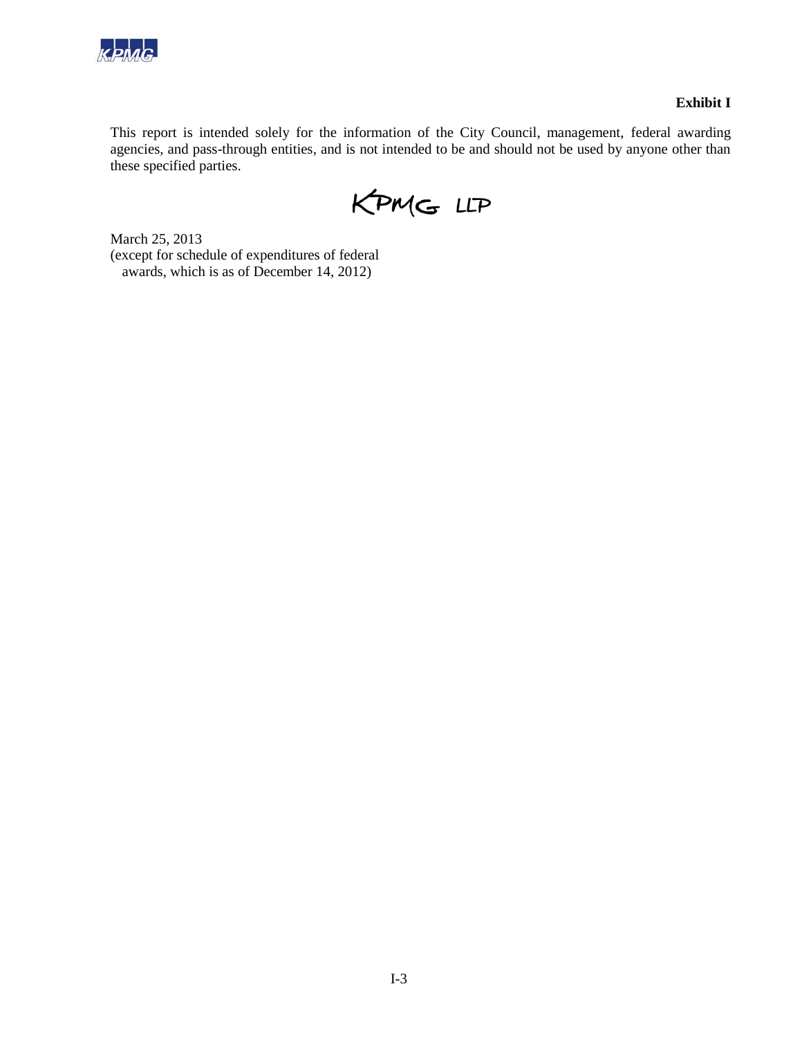**Exhibit I**

This report is intended solely for the information of the City Council, management, federal awarding agencies, and pass-through entities, and is not intended to be and should not be used by anyone other than these specified parties.

KPMG LLP

March 25, 2013
(except for schedule of expenditures of federal awards, which is as of December 14, 2012)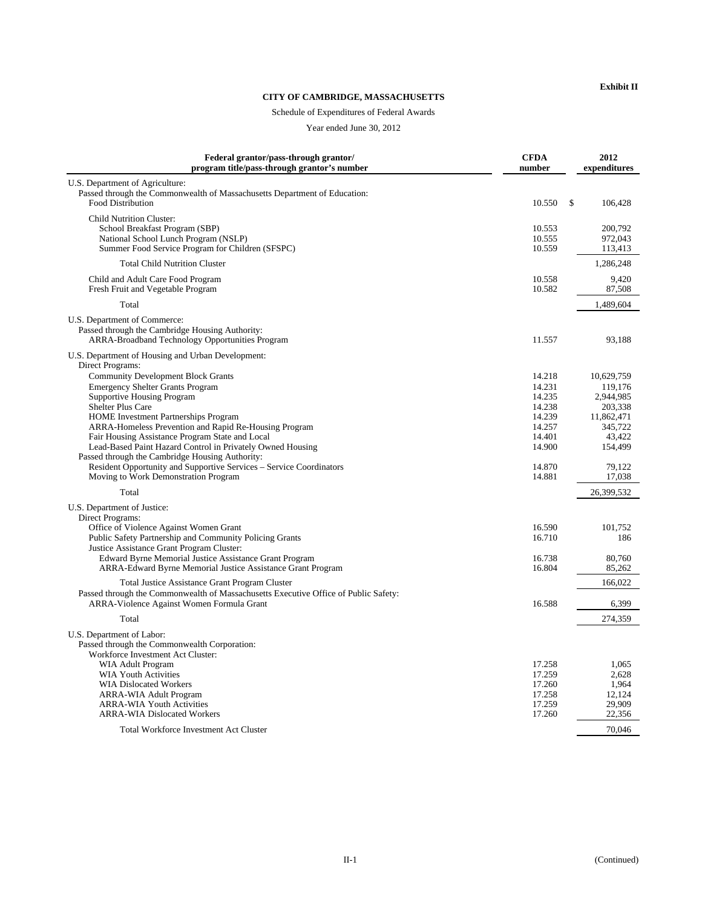Exhibit II

**CITY OF CAMBRIDGE, MASSACHUSETTS**

Schedule of Expenditures of Federal Awards

Year ended June 30, 2012

| Federal grantor/pass-through grantor/ program title/pass-through grantor's number | CFDA number | 2012 expenditures |
|---|---|---|
| U.S. Department of Agriculture: | | |
| Passed through the Commonwealth of Massachusetts Department of Education: | | |
| Food Distribution | 10.550 | $ 106,428 |
| Child Nutrition Cluster: | | |
| School Breakfast Program (SBP) | 10.553 | 200,792 |
| National School Lunch Program (NSLP) | 10.555 | 972,043 |
| Summer Food Service Program for Children (SFSPC) | 10.559 | 113,413 |
| Total Child Nutrition Cluster | | 1,286,248 |
| Child and Adult Care Food Program | 10.558 | 9,420 |
| Fresh Fruit and Vegetable Program | 10.582 | 87,508 |
| Total | | 1,489,604 |
| U.S. Department of Commerce: | | |
| Passed through the Cambridge Housing Authority: | | |
| ARRA-Broadband Technology Opportunities Program | 11.557 | 93,188 |
| U.S. Department of Housing and Urban Development: | | |
| Direct Programs: | | |
| Community Development Block Grants | 14.218 | 10,629,759 |
| Emergency Shelter Grants Program | 14.231 | 119,176 |
| Supportive Housing Program | 14.235 | 2,944,985 |
| Shelter Plus Care | 14.238 | 203,338 |
| HOME Investment Partnerships Program | 14.239 | 11,862,471 |
| ARRA-Homeless Prevention and Rapid Re-Housing Program | 14.257 | 345,722 |
| Fair Housing Assistance Program State and Local | 14.401 | 43,422 |
| Lead-Based Paint Hazard Control in Privately Owned Housing | 14.900 | 154,499 |
| Passed through the Cambridge Housing Authority: | | |
| Resident Opportunity and Supportive Services – Service Coordinators | 14.870 | 79,122 |
| Moving to Work Demonstration Program | 14.881 | 17,038 |
| Total | | 26,399,532 |
| U.S. Department of Justice: | | |
| Direct Programs: | | |
| Office of Violence Against Women Grant | 16.590 | 101,752 |
| Public Safety Partnership and Community Policing Grants | 16.710 | 186 |
| Justice Assistance Grant Program Cluster: | | |
| Edward Byrne Memorial Justice Assistance Grant Program | 16.738 | 80,760 |
| ARRA-Edward Byrne Memorial Justice Assistance Grant Program | 16.804 | 85,262 |
| Total Justice Assistance Grant Program Cluster | | 166,022 |
| Passed through the Commonwealth of Massachusetts Executive Office of Public Safety: | | |
| ARRA-Violence Against Women Formula Grant | 16.588 | 6,399 |
| Total | | 274,359 |
| U.S. Department of Labor: | | |
| Passed through the Commonwealth Corporation: | | |
| Workforce Investment Act Cluster: | | |
| WIA Adult Program | 17.258 | 1,065 |
| WIA Youth Activities | 17.259 | 2,628 |
| WIA Dislocated Workers | 17.260 | 1,964 |
| ARRA-WIA Adult Program | 17.258 | 12,124 |
| ARRA-WIA Youth Activities | 17.259 | 29,909 |
| ARRA-WIA Dislocated Workers | 17.260 | 22,356 |
| Total Workforce Investment Act Cluster | | 70,046 |

(Continued)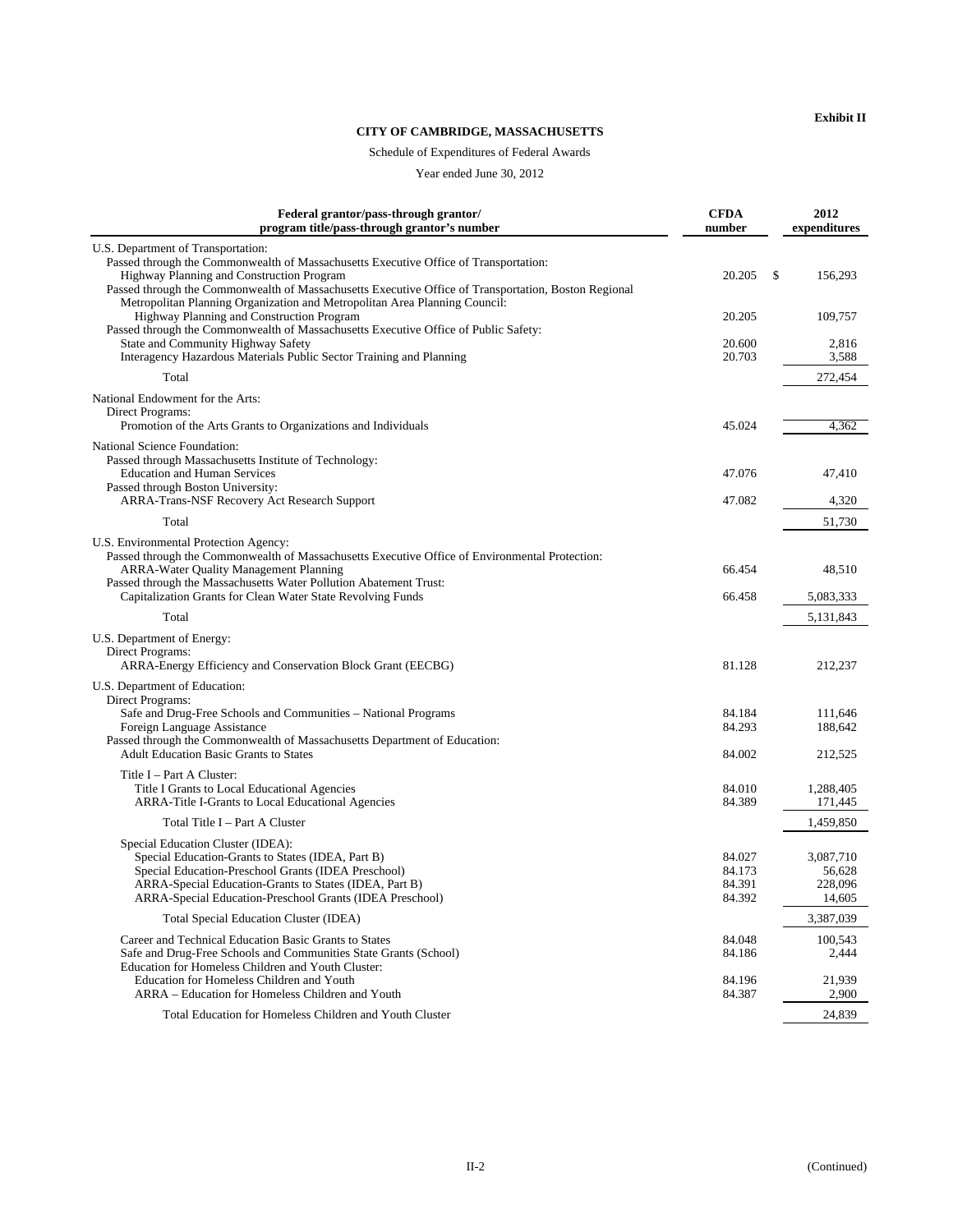**Exhibit II**

**CITY OF CAMBRIDGE, MASSACHUSETTS**

Schedule of Expenditures of Federal Awards

Year ended June 30, 2012

| Federal grantor/pass-through grantor/ program title/pass-through grantor's number | CFDA number | 2012 expenditures |
|---|---|---|
| U.S. Department of Transportation: | | |
| Passed through the Commonwealth of Massachusetts Executive Office of Transportation: | | |
| Highway Planning and Construction Program | 20.205 | $ 156,293 |
| Passed through the Commonwealth of Massachusetts Executive Office of Transportation, Boston Regional Metropolitan Planning Organization and Metropolitan Area Planning Council: | | |
| Highway Planning and Construction Program | 20.205 | 109,757 |
| Passed through the Commonwealth of Massachusetts Executive Office of Public Safety: | | |
| State and Community Highway Safety | 20.600 | 2,816 |
| Interagency Hazardous Materials Public Sector Training and Planning | 20.703 | 3,588 |
| Total | | 272,454 |
| National Endowment for the Arts: | | |
| Direct Programs: | | |
| Promotion of the Arts Grants to Organizations and Individuals | 45.024 | 4,362 |
| National Science Foundation: | | |
| Passed through Massachusetts Institute of Technology: | | |
| Education and Human Services | 47.076 | 47,410 |
| Passed through Boston University: | | |
| ARRA-Trans-NSF Recovery Act Research Support | 47.082 | 4,320 |
| Total | | 51,730 |
| U.S. Environmental Protection Agency: | | |
| Passed through the Commonwealth of Massachusetts Executive Office of Environmental Protection: | | |
| ARRA-Water Quality Management Planning | 66.454 | 48,510 |
| Passed through the Massachusetts Water Pollution Abatement Trust: | | |
| Capitalization Grants for Clean Water State Revolving Funds | 66.458 | 5,083,333 |
| Total | | 5,131,843 |
| U.S. Department of Energy: | | |
| Direct Programs: | | |
| ARRA-Energy Efficiency and Conservation Block Grant (EECBG) | 81.128 | 212,237 |
| U.S. Department of Education: | | |
| Direct Programs: | | |
| Safe and Drug-Free Schools and Communities – National Programs | 84.184 | 111,646 |
| Foreign Language Assistance | 84.293 | 188,642 |
| Passed through the Commonwealth of Massachusetts Department of Education: | | |
| Adult Education Basic Grants to States | 84.002 | 212,525 |
| Title I – Part A Cluster: | | |
| Title I Grants to Local Educational Agencies | 84.010 | 1,288,405 |
| ARRA-Title I-Grants to Local Educational Agencies | 84.389 | 171,445 |
| Total Title I – Part A Cluster | | 1,459,850 |
| Special Education Cluster (IDEA): | | |
| Special Education-Grants to States (IDEA, Part B) | 84.027 | 3,087,710 |
| Special Education-Preschool Grants (IDEA Preschool) | 84.173 | 56,628 |
| ARRA-Special Education-Grants to States (IDEA, Part B) | 84.391 | 228,096 |
| ARRA-Special Education-Preschool Grants (IDEA Preschool) | 84.392 | 14,605 |
| Total Special Education Cluster (IDEA) | | 3,387,039 |
| Career and Technical Education Basic Grants to States | 84.048 | 100,543 |
| Safe and Drug-Free Schools and Communities State Grants (School) | 84.186 | 2,444 |
| Education for Homeless Children and Youth Cluster: | | |
| Education for Homeless Children and Youth | 84.196 | 21,939 |
| ARRA – Education for Homeless Children and Youth | 84.387 | 2,900 |
| Total Education for Homeless Children and Youth Cluster | | 24,839 |

(Continued)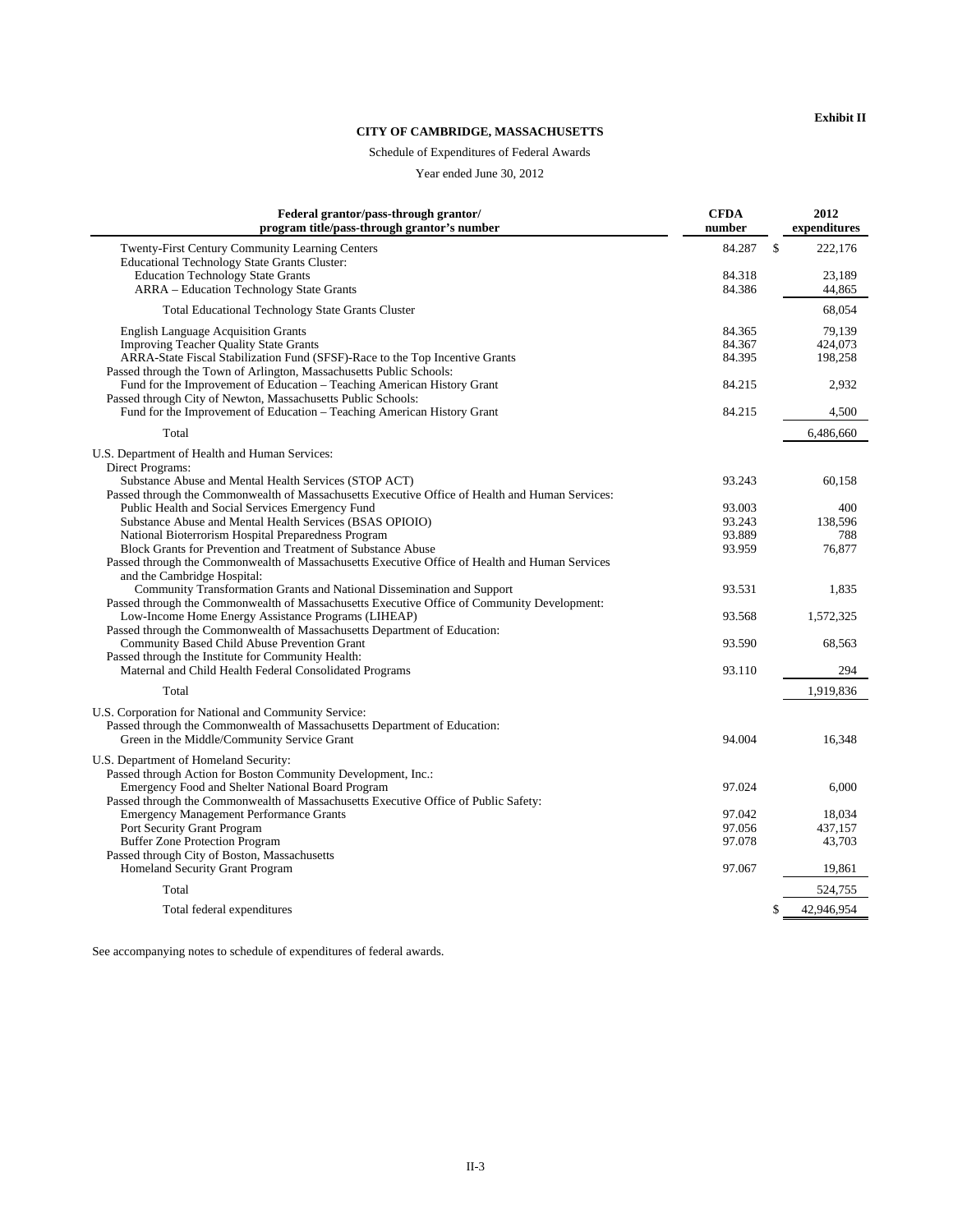**Exhibit II**

**CITY OF CAMBRIDGE, MASSACHUSETTS**

Schedule of Expenditures of Federal Awards

Year ended June 30, 2012

| Federal grantor/pass-through grantor/ program title/pass-through grantor's number | CFDA number | 2012 expenditures |
|---|---|---|
| Twenty-First Century Community Learning Centers | 84.287 | $ 222,176 |
| Educational Technology State Grants Cluster: | | |
| Education Technology State Grants | 84.318 | 23,189 |
| ARRA – Education Technology State Grants | 84.386 | 44,865 |
| Total Educational Technology State Grants Cluster | | 68,054 |
| English Language Acquisition Grants | 84.365 | 79,139 |
| Improving Teacher Quality State Grants | 84.367 | 424,073 |
| ARRA-State Fiscal Stabilization Fund (SFSF)-Race to the Top Incentive Grants | 84.395 | 198,258 |
| Passed through the Town of Arlington, Massachusetts Public Schools: | | |
| Fund for the Improvement of Education – Teaching American History Grant | 84.215 | 2,932 |
| Passed through City of Newton, Massachusetts Public Schools: | | |
| Fund for the Improvement of Education – Teaching American History Grant | 84.215 | 4,500 |
| Total | | 6,486,660 |
| U.S. Department of Health and Human Services: | | |
| Direct Programs: | | |
| Substance Abuse and Mental Health Services (STOP ACT) | 93.243 | 60,158 |
| Passed through the Commonwealth of Massachusetts Executive Office of Health and Human Services: | | |
| Public Health and Social Services Emergency Fund | 93.003 | 400 |
| Substance Abuse and Mental Health Services (BSAS OPIOIO) | 93.243 | 138,596 |
| National Bioterrorism Hospital Preparedness Program | 93.889 | 788 |
| Block Grants for Prevention and Treatment of Substance Abuse | 93.959 | 76,877 |
| Passed through the Commonwealth of Massachusetts Executive Office of Health and Human Services and the Cambridge Hospital: | | |
| Community Transformation Grants and National Dissemination and Support | 93.531 | 1,835 |
| Passed through the Commonwealth of Massachusetts Executive Office of Community Development: | | |
| Low-Income Home Energy Assistance Programs (LIHEAP) | 93.568 | 1,572,325 |
| Passed through the Commonwealth of Massachusetts Department of Education: | | |
| Community Based Child Abuse Prevention Grant | 93.590 | 68,563 |
| Passed through the Institute for Community Health: | | |
| Maternal and Child Health Federal Consolidated Programs | 93.110 | 294 |
| Total | | 1,919,836 |
| U.S. Corporation for National and Community Service: | | |
| Passed through the Commonwealth of Massachusetts Department of Education: | | |
| Green in the Middle/Community Service Grant | 94.004 | 16,348 |
| U.S. Department of Homeland Security: | | |
| Passed through Action for Boston Community Development, Inc.: | | |
| Emergency Food and Shelter National Board Program | 97.024 | 6,000 |
| Passed through the Commonwealth of Massachusetts Executive Office of Public Safety: | | |
| Emergency Management Performance Grants | 97.042 | 18,034 |
| Port Security Grant Program | 97.056 | 437,157 |
| Buffer Zone Protection Program | 97.078 | 43,703 |
| Passed through City of Boston, Massachusetts | | |
| Homeland Security Grant Program | 97.067 | 19,861 |
| Total | | 524,755 |
| Total federal expenditures | | $ 42,946,954 |

See accompanying notes to schedule of expenditures of federal awards.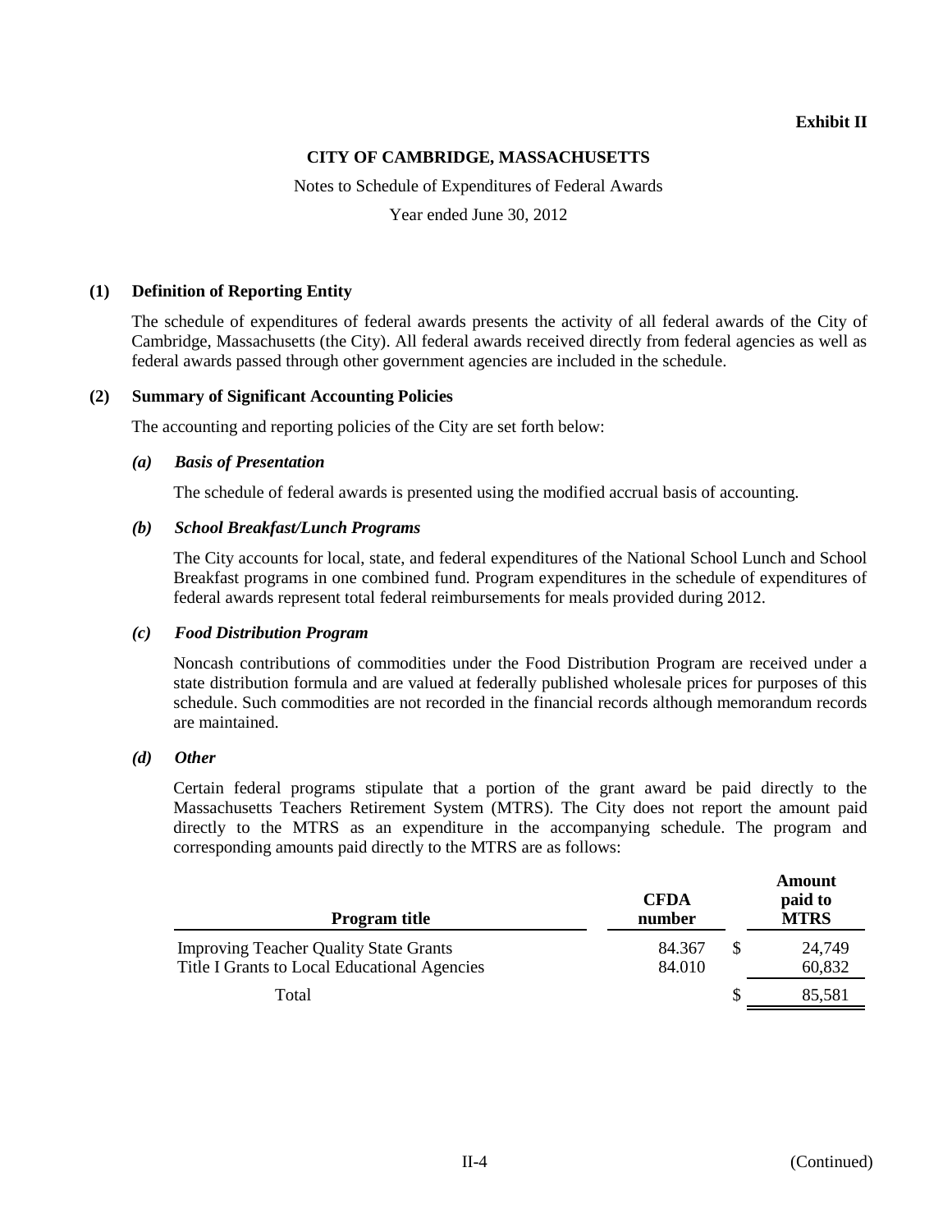**Exhibit II**

# CITY OF CAMBRIDGE, MASSACHUSETTS

Notes to Schedule of Expenditures of Federal Awards

Year ended June 30, 2012

## (1) Definition of Reporting Entity

The schedule of expenditures of federal awards presents the activity of all federal awards of the City of Cambridge, Massachusetts (the City). All federal awards received directly from federal agencies as well as federal awards passed through other government agencies are included in the schedule.

## (2) Summary of Significant Accounting Policies

The accounting and reporting policies of the City are set forth below:

### *(a) Basis of Presentation*

The schedule of federal awards is presented using the modified accrual basis of accounting.

### *(b) School Breakfast/Lunch Programs*

The City accounts for local, state, and federal expenditures of the National School Lunch and School Breakfast programs in one combined fund. Program expenditures in the schedule of expenditures of federal awards represent total federal reimbursements for meals provided during 2012.

### *(c) Food Distribution Program*

Noncash contributions of commodities under the Food Distribution Program are received under a state distribution formula and are valued at federally published wholesale prices for purposes of this schedule. Such commodities are not recorded in the financial records although memorandum records are maintained.

### *(d) Other*

Certain federal programs stipulate that a portion of the grant award be paid directly to the Massachusetts Teachers Retirement System (MTRS). The City does not report the amount paid directly to the MTRS as an expenditure in the accompanying schedule. The program and corresponding amounts paid directly to the MTRS are as follows:

| Program title | CFDA number | Amount paid to MTRS |
|---|---|---|
| Improving Teacher Quality State Grants | 84.367 | $ 24,749 |
| Title I Grants to Local Educational Agencies | 84.010 | 60,832 |
| Total | | $ 85,581 |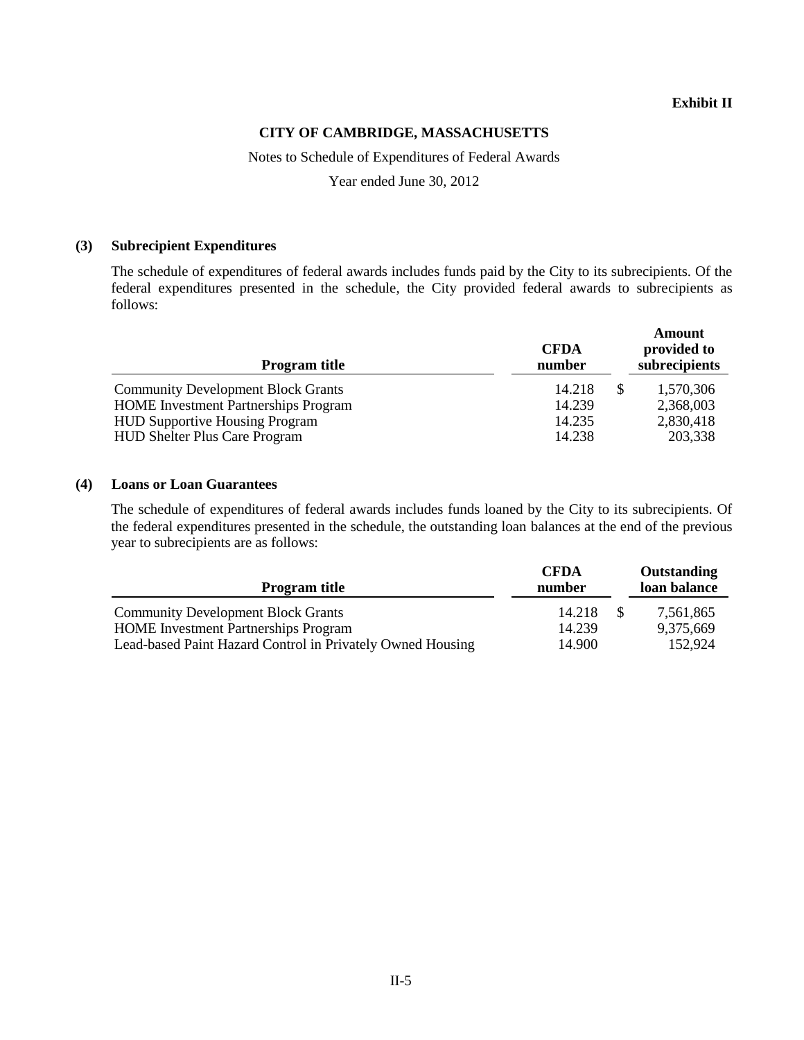**Exhibit II**

**CITY OF CAMBRIDGE, MASSACHUSETTS**

Notes to Schedule of Expenditures of Federal Awards

Year ended June 30, 2012

**(3) Subrecipient Expenditures**

The schedule of expenditures of federal awards includes funds paid by the City to its subrecipients. Of the federal expenditures presented in the schedule, the City provided federal awards to subrecipients as follows:

| Program title | CFDA number | Amount provided to subrecipients |
|---|---|---|
| Community Development Block Grants | 14.218 | $ 1,570,306 |
| HOME Investment Partnerships Program | 14.239 | 2,368,003 |
| HUD Supportive Housing Program | 14.235 | 2,830,418 |
| HUD Shelter Plus Care Program | 14.238 | 203,338 |

**(4) Loans or Loan Guarantees**

The schedule of expenditures of federal awards includes funds loaned by the City to its subrecipients. Of the federal expenditures presented in the schedule, the outstanding loan balances at the end of the previous year to subrecipients are as follows:

| Program title | CFDA number | Outstanding loan balance |
|---|---|---|
| Community Development Block Grants | 14.218 | $ 7,561,865 |
| HOME Investment Partnerships Program | 14.239 | 9,375,669 |
| Lead-based Paint Hazard Control in Privately Owned Housing | 14.900 | 152,924 |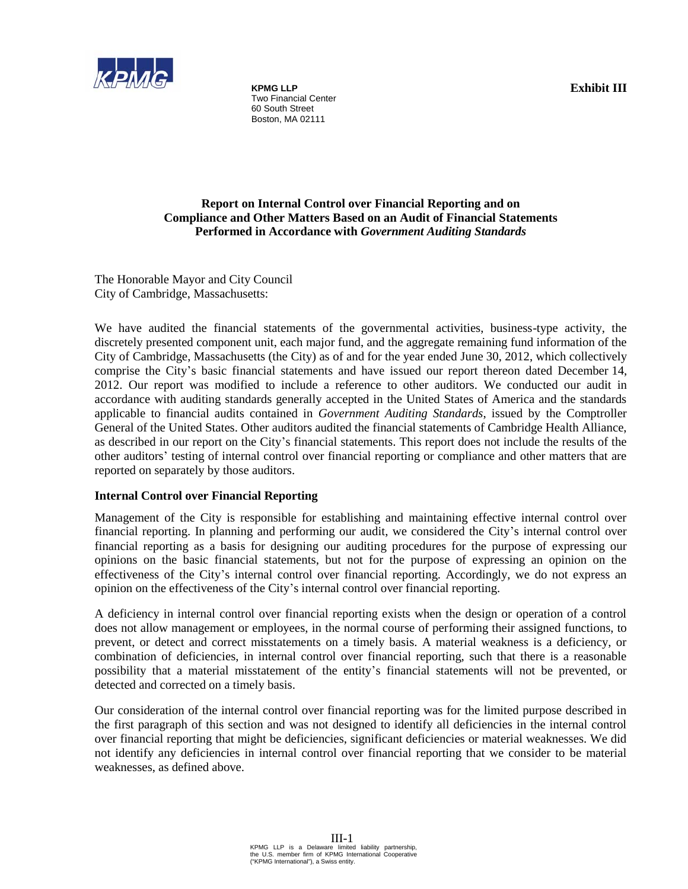KPMG LLP
Two Financial Center
60 South Street
Boston, MA 02111

**Exhibit III**

## Report on Internal Control over Financial Reporting and on Compliance and Other Matters Based on an Audit of Financial Statements Performed in Accordance with *Government Auditing Standards*

The Honorable Mayor and City Council
City of Cambridge, Massachusetts:

We have audited the financial statements of the governmental activities, business-type activity, the discretely presented component unit, each major fund, and the aggregate remaining fund information of the City of Cambridge, Massachusetts (the City) as of and for the year ended June 30, 2012, which collectively comprise the City's basic financial statements and have issued our report thereon dated December 14, 2012. Our report was modified to include a reference to other auditors. We conducted our audit in accordance with auditing standards generally accepted in the United States of America and the standards applicable to financial audits contained in *Government Auditing Standards*, issued by the Comptroller General of the United States. Other auditors audited the financial statements of Cambridge Health Alliance, as described in our report on the City's financial statements. This report does not include the results of the other auditors' testing of internal control over financial reporting or compliance and other matters that are reported on separately by those auditors.

### Internal Control over Financial Reporting

Management of the City is responsible for establishing and maintaining effective internal control over financial reporting. In planning and performing our audit, we considered the City's internal control over financial reporting as a basis for designing our auditing procedures for the purpose of expressing our opinions on the basic financial statements, but not for the purpose of expressing an opinion on the effectiveness of the City's internal control over financial reporting. Accordingly, we do not express an opinion on the effectiveness of the City's internal control over financial reporting.

A deficiency in internal control over financial reporting exists when the design or operation of a control does not allow management or employees, in the normal course of performing their assigned functions, to prevent, or detect and correct misstatements on a timely basis. A material weakness is a deficiency, or combination of deficiencies, in internal control over financial reporting, such that there is a reasonable possibility that a material misstatement of the entity's financial statements will not be prevented, or detected and corrected on a timely basis.

Our consideration of the internal control over financial reporting was for the limited purpose described in the first paragraph of this section and was not designed to identify all deficiencies in the internal control over financial reporting that might be deficiencies, significant deficiencies or material weaknesses. We did not identify any deficiencies in internal control over financial reporting that we consider to be material weaknesses, as defined above.

KPMG LLP is a Delaware limited liability partnership, the U.S. member firm of KPMG International Cooperative ("KPMG International"), a Swiss entity.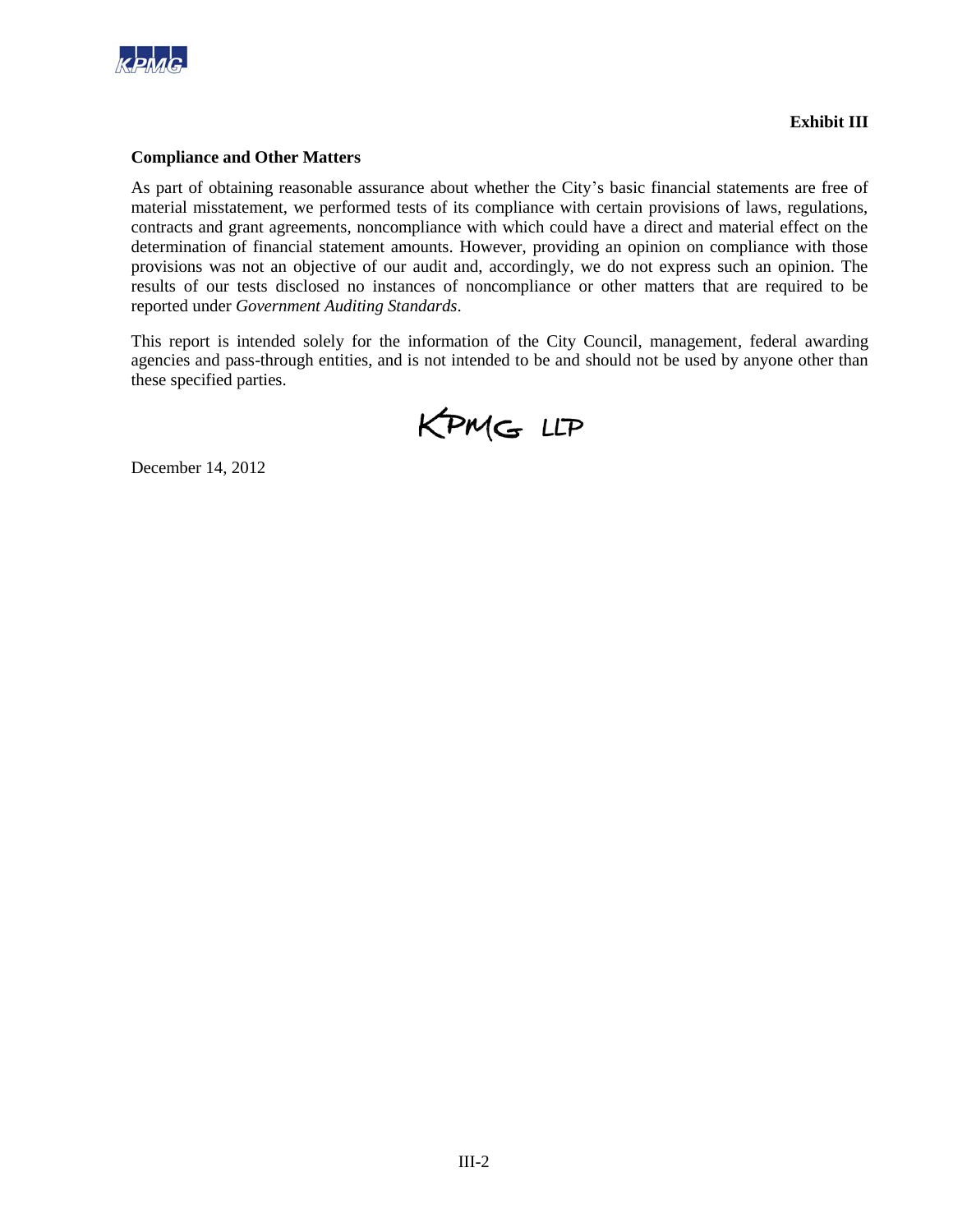**Exhibit III**

**Compliance and Other Matters**

As part of obtaining reasonable assurance about whether the City's basic financial statements are free of material misstatement, we performed tests of its compliance with certain provisions of laws, regulations, contracts and grant agreements, noncompliance with which could have a direct and material effect on the determination of financial statement amounts. However, providing an opinion on compliance with those provisions was not an objective of our audit and, accordingly, we do not express such an opinion. The results of our tests disclosed no instances of noncompliance or other matters that are required to be reported under *Government Auditing Standards*.

This report is intended solely for the information of the City Council, management, federal awarding agencies and pass-through entities, and is not intended to be and should not be used by anyone other than these specified parties.

KPMG LLP

December 14, 2012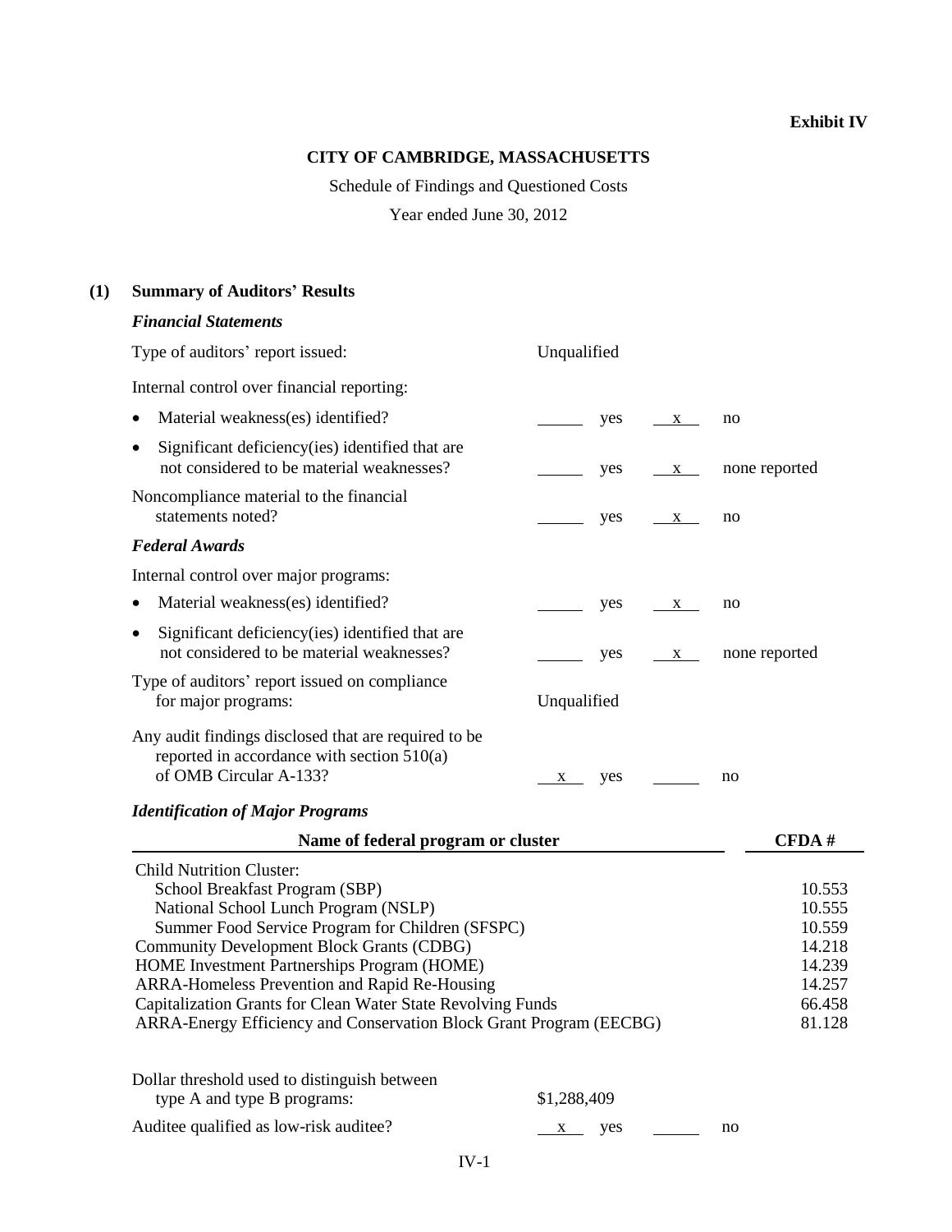**Exhibit IV**

**CITY OF CAMBRIDGE, MASSACHUSETTS**

Schedule of Findings and Questioned Costs

Year ended June 30, 2012

**(1) Summary of Auditors' Results**

***Financial Statements***

Type of auditors' report issued: Unqualified

Internal control over financial reporting:

- Material weakness(es) identified? \_\_\_\_ yes \_\_x\_\_ no
- Significant deficiency(ies) identified that are not considered to be material weaknesses? \_\_\_\_ yes \_\_x\_\_ none reported

Noncompliance material to the financial statements noted? \_\_\_\_ yes \_\_x\_\_ no

***Federal Awards***

Internal control over major programs:

- Material weakness(es) identified? \_\_\_\_ yes \_\_x\_\_ no
- Significant deficiency(ies) identified that are not considered to be material weaknesses? \_\_\_\_ yes \_\_x\_\_ none reported

Type of auditors' report issued on compliance for major programs: Unqualified

Any audit findings disclosed that are required to be reported in accordance with section 510(a) of OMB Circular A-133? \_\_x\_\_ yes \_\_\_\_ no

***Identification of Major Programs***

| Name of federal program or cluster | CFDA # |
|---|---|
| Child Nutrition Cluster: | |
| School Breakfast Program (SBP) | 10.553 |
| National School Lunch Program (NSLP) | 10.555 |
| Summer Food Service Program for Children (SFSPC) | 10.559 |
| Community Development Block Grants (CDBG) | 14.218 |
| HOME Investment Partnerships Program (HOME) | 14.239 |
| ARRA-Homeless Prevention and Rapid Re-Housing | 14.257 |
| Capitalization Grants for Clean Water State Revolving Funds | 66.458 |
| ARRA-Energy Efficiency and Conservation Block Grant Program (EECBG) | 81.128 |

Dollar threshold used to distinguish between type A and type B programs: $1,288,409

Auditee qualified as low-risk auditee? \_\_x\_\_ yes \_\_\_\_ no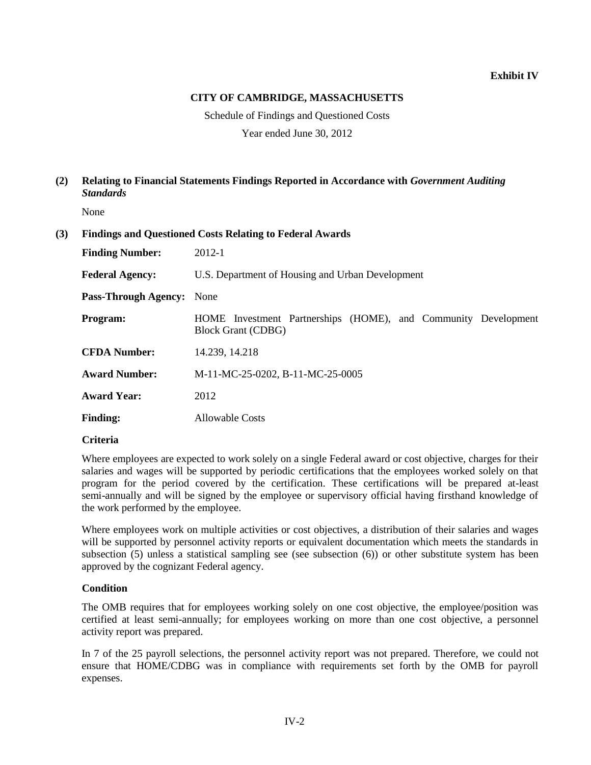**Exhibit IV**

**CITY OF CAMBRIDGE, MASSACHUSETTS**

Schedule of Findings and Questioned Costs

Year ended June 30, 2012

## (2) Relating to Financial Statements Findings Reported in Accordance with *Government Auditing Standards*

None

## (3) Findings and Questioned Costs Relating to Federal Awards

| | |
|---|---|
| **Finding Number:** | 2012-1 |
| **Federal Agency:** | U.S. Department of Housing and Urban Development |
| **Pass-Through Agency:** | None |
| **Program:** | HOME Investment Partnerships (HOME), and Community Development Block Grant (CDBG) |
| **CFDA Number:** | 14.239, 14.218 |
| **Award Number:** | M-11-MC-25-0202, B-11-MC-25-0005 |
| **Award Year:** | 2012 |
| **Finding:** | Allowable Costs |

**Criteria**

Where employees are expected to work solely on a single Federal award or cost objective, charges for their salaries and wages will be supported by periodic certifications that the employees worked solely on that program for the period covered by the certification. These certifications will be prepared at-least semi-annually and will be signed by the employee or supervisory official having firsthand knowledge of the work performed by the employee.

Where employees work on multiple activities or cost objectives, a distribution of their salaries and wages will be supported by personnel activity reports or equivalent documentation which meets the standards in subsection (5) unless a statistical sampling see (see subsection (6)) or other substitute system has been approved by the cognizant Federal agency.

**Condition**

The OMB requires that for employees working solely on one cost objective, the employee/position was certified at least semi-annually; for employees working on more than one cost objective, a personnel activity report was prepared.

In 7 of the 25 payroll selections, the personnel activity report was not prepared. Therefore, we could not ensure that HOME/CDBG was in compliance with requirements set forth by the OMB for payroll expenses.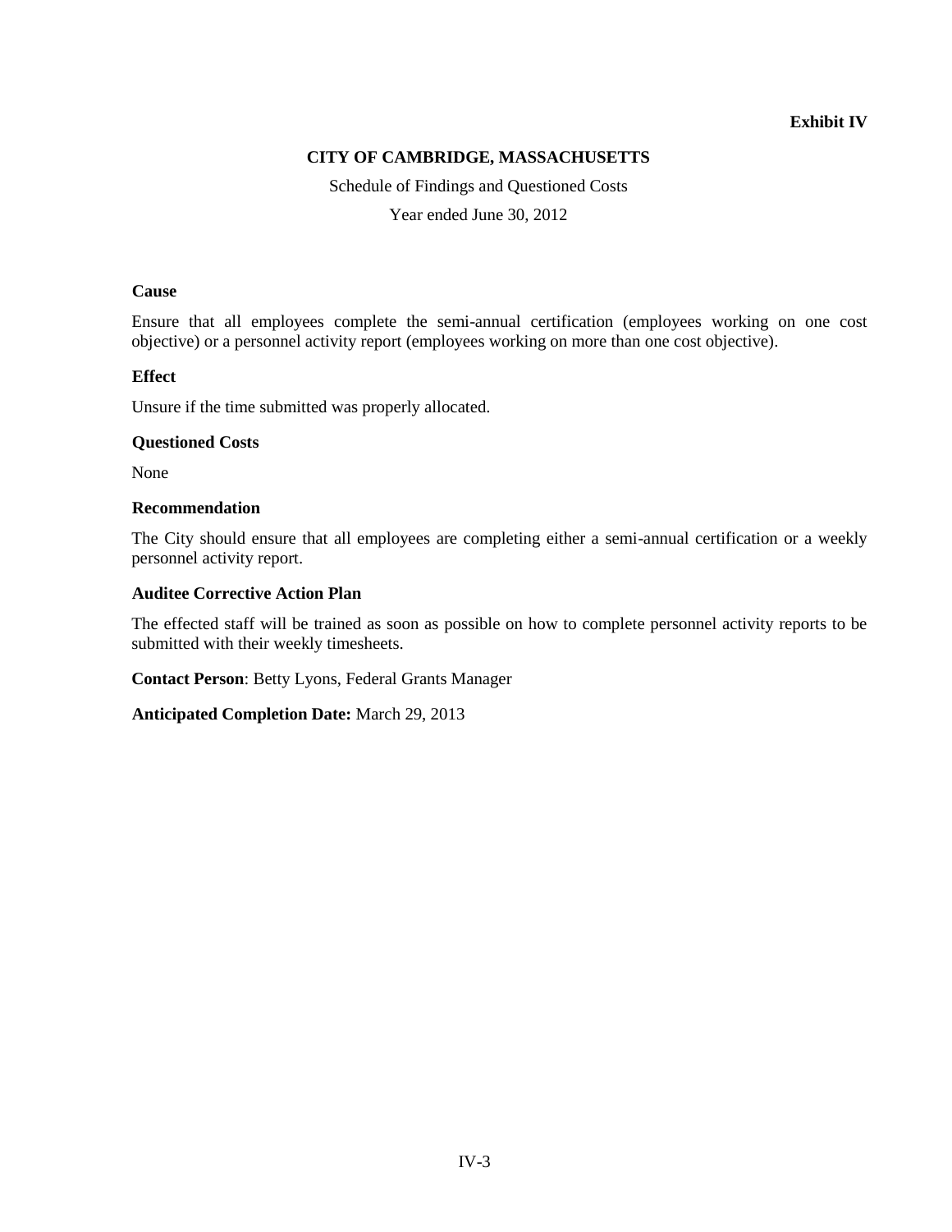**Exhibit IV**

**CITY OF CAMBRIDGE, MASSACHUSETTS**

Schedule of Findings and Questioned Costs

Year ended June 30, 2012

**Cause**

Ensure that all employees complete the semi-annual certification (employees working on one cost objective) or a personnel activity report (employees working on more than one cost objective).

**Effect**

Unsure if the time submitted was properly allocated.

**Questioned Costs**

None

**Recommendation**

The City should ensure that all employees are completing either a semi-annual certification or a weekly personnel activity report.

**Auditee Corrective Action Plan**

The effected staff will be trained as soon as possible on how to complete personnel activity reports to be submitted with their weekly timesheets.

**Contact Person**: Betty Lyons, Federal Grants Manager

**Anticipated Completion Date:** March 29, 2013